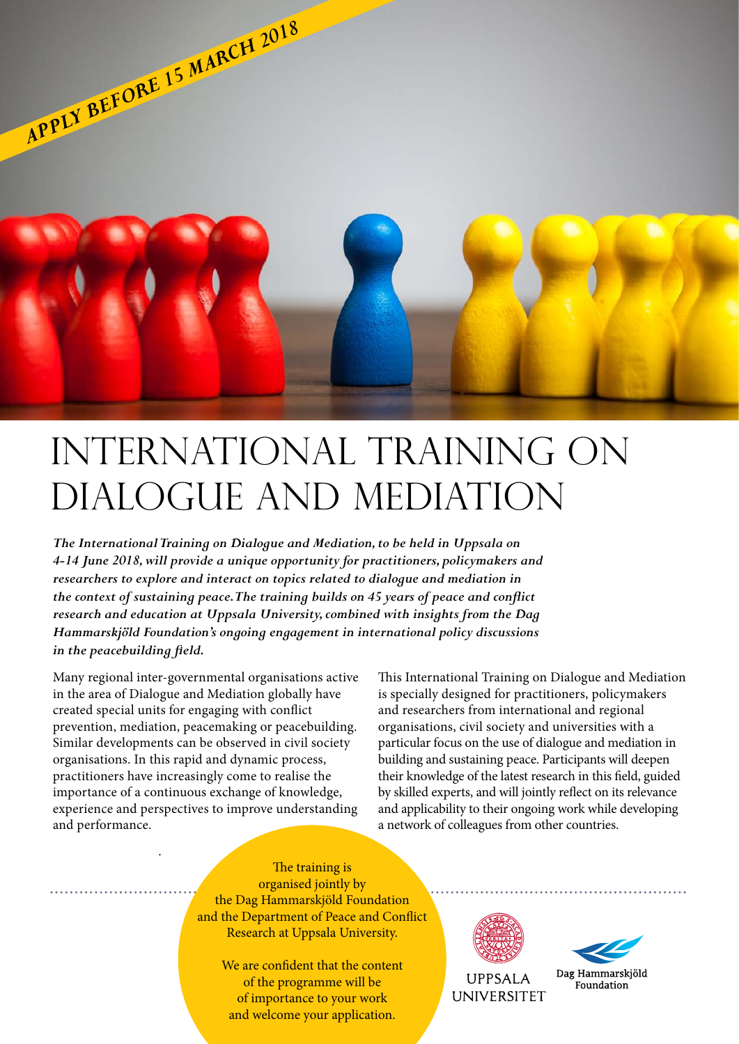APPLY BEFORE 15 MARCH 2018

# INTERNATIONAL TRAINING ON DIALOGUE AND MEDIATION

***The International Training on Dialogue and Mediation, to be held in Uppsala on 4-14 June 2018, will provide a unique opportunity for practitioners, policymakers and researchers to explore and interact on topics related to dialogue and mediation in the context of sustaining peace. The training builds on 45 years of peace and conflict research and education at Uppsala University, combined with insights from the Dag Hammarskjöld Foundation's ongoing engagement in international policy discussions in the peacebuilding field.***

Many regional inter-governmental organisations active in the area of Dialogue and Mediation globally have created special units for engaging with conflict prevention, mediation, peacemaking or peacebuilding. Similar developments can be observed in civil society organisations. In this rapid and dynamic process, practitioners have increasingly come to realise the importance of a continuous exchange of knowledge, experience and perspectives to improve understanding and performance.

This International Training on Dialogue and Mediation is specially designed for practitioners, policymakers and researchers from international and regional organisations, civil society and universities with a particular focus on the use of dialogue and mediation in building and sustaining peace. Participants will deepen their knowledge of the latest research in this field, guided by skilled experts, and will jointly reflect on its relevance and applicability to their ongoing work while developing a network of colleagues from other countries.

The training is organised jointly by the Dag Hammarskjöld Foundation and the Department of Peace and Conflict Research at Uppsala University.

We are confident that the content of the programme will be of importance to your work and welcome your application.

UPPSALA UNIVERSITET

Dag Hammarskjöld Foundation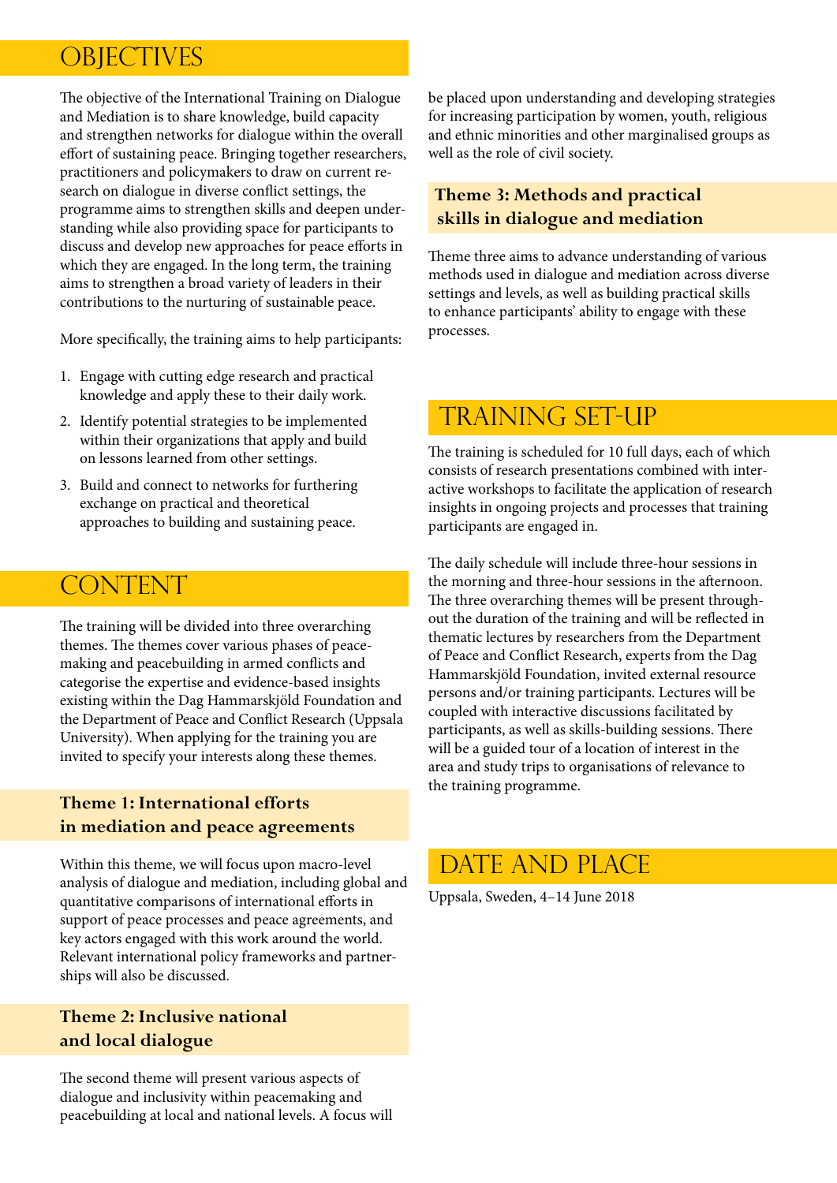## OBJECTIVES

The objective of the International Training on Dialogue and Mediation is to share knowledge, build capacity and strengthen networks for dialogue within the overall effort of sustaining peace. Bringing together researchers, practitioners and policymakers to draw on current research on dialogue in diverse conflict settings, the programme aims to strengthen skills and deepen understanding while also providing space for participants to discuss and develop new approaches for peace efforts in which they are engaged. In the long term, the training aims to strengthen a broad variety of leaders in their contributions to the nurturing of sustainable peace.

More specifically, the training aims to help participants:

1. Engage with cutting edge research and practical knowledge and apply these to their daily work.
2. Identify potential strategies to be implemented within their organizations that apply and build on lessons learned from other settings.
3. Build and connect to networks for furthering exchange on practical and theoretical approaches to building and sustaining peace.

## CONTENT

The training will be divided into three overarching themes. The themes cover various phases of peacemaking and peacebuilding in armed conflicts and categorise the expertise and evidence-based insights existing within the Dag Hammarskjöld Foundation and the Department of Peace and Conflict Research (Uppsala University). When applying for the training you are invited to specify your interests along these themes.

### Theme 1: International efforts in mediation and peace agreements

Within this theme, we will focus upon macro-level analysis of dialogue and mediation, including global and quantitative comparisons of international efforts in support of peace processes and peace agreements, and key actors engaged with this work around the world. Relevant international policy frameworks and partnerships will also be discussed.

### Theme 2: Inclusive national and local dialogue

The second theme will present various aspects of dialogue and inclusivity within peacemaking and peacebuilding at local and national levels. A focus will be placed upon understanding and developing strategies for increasing participation by women, youth, religious and ethnic minorities and other marginalised groups as well as the role of civil society.

### Theme 3: Methods and practical skills in dialogue and mediation

Theme three aims to advance understanding of various methods used in dialogue and mediation across diverse settings and levels, as well as building practical skills to enhance participants' ability to engage with these processes.

## TRAINING SET-UP

The training is scheduled for 10 full days, each of which consists of research presentations combined with interactive workshops to facilitate the application of research insights in ongoing projects and processes that training participants are engaged in.

The daily schedule will include three-hour sessions in the morning and three-hour sessions in the afternoon. The three overarching themes will be present throughout the duration of the training and will be reflected in thematic lectures by researchers from the Department of Peace and Conflict Research, experts from the Dag Hammarskjöld Foundation, invited external resource persons and/or training participants. Lectures will be coupled with interactive discussions facilitated by participants, as well as skills-building sessions. There will be a guided tour of a location of interest in the area and study trips to organisations of relevance to the training programme.

## DATE AND PLACE

Uppsala, Sweden, 4–14 June 2018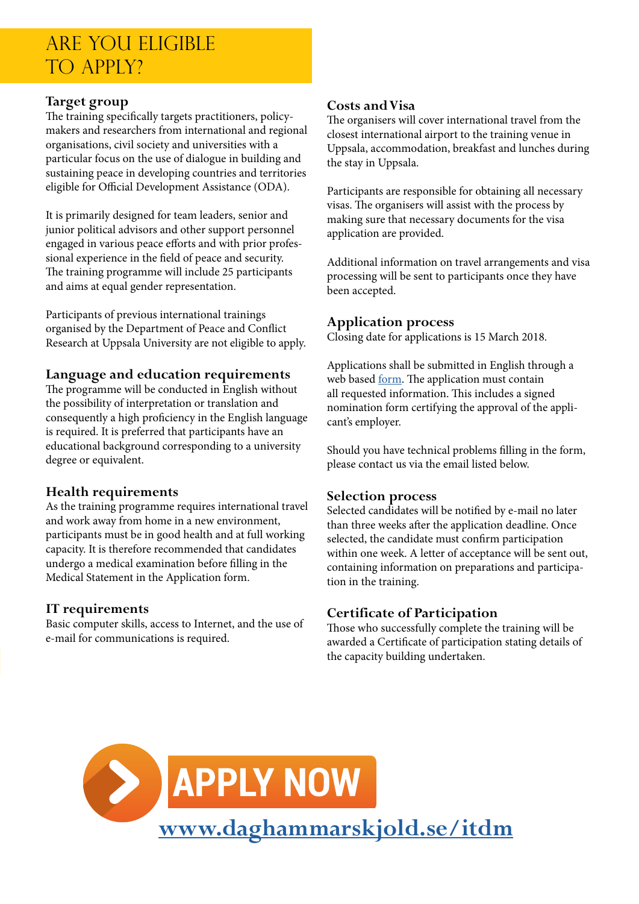# ARE YOU ELIGIBLE TO APPLY?

## Target group

The training specifically targets practitioners, policy-makers and researchers from international and regional organisations, civil society and universities with a particular focus on the use of dialogue in building and sustaining peace in developing countries and territories eligible for Official Development Assistance (ODA).

It is primarily designed for team leaders, senior and junior political advisors and other support personnel engaged in various peace efforts and with prior professional experience in the field of peace and security. The training programme will include 25 participants and aims at equal gender representation.

Participants of previous international trainings organised by the Department of Peace and Conflict Research at Uppsala University are not eligible to apply.

## Language and education requirements

The programme will be conducted in English without the possibility of interpretation or translation and consequently a high proficiency in the English language is required. It is preferred that participants have an educational background corresponding to a university degree or equivalent.

## Health requirements

As the training programme requires international travel and work away from home in a new environment, participants must be in good health and at full working capacity. It is therefore recommended that candidates undergo a medical examination before filling in the Medical Statement in the Application form.

## IT requirements

Basic computer skills, access to Internet, and the use of e-mail for communications is required.

## Costs and Visa

The organisers will cover international travel from the closest international airport to the training venue in Uppsala, accommodation, breakfast and lunches during the stay in Uppsala.

Participants are responsible for obtaining all necessary visas. The organisers will assist with the process by making sure that necessary documents for the visa application are provided.

Additional information on travel arrangements and visa processing will be sent to participants once they have been accepted.

## Application process

Closing date for applications is 15 March 2018.

Applications shall be submitted in English through a web based form. The application must contain all requested information. This includes a signed nomination form certifying the approval of the applicant's employer.

Should you have technical problems filling in the form, please contact us via the email listed below.

## Selection process

Selected candidates will be notified by e-mail no later than three weeks after the application deadline. Once selected, the candidate must confirm participation within one week. A letter of acceptance will be sent out, containing information on preparations and participation in the training.

## Certificate of Participation

Those who successfully complete the training will be awarded a Certificate of participation stating details of the capacity building undertaken.

**APPLY NOW**

**www.daghammarskjold.se/itdm**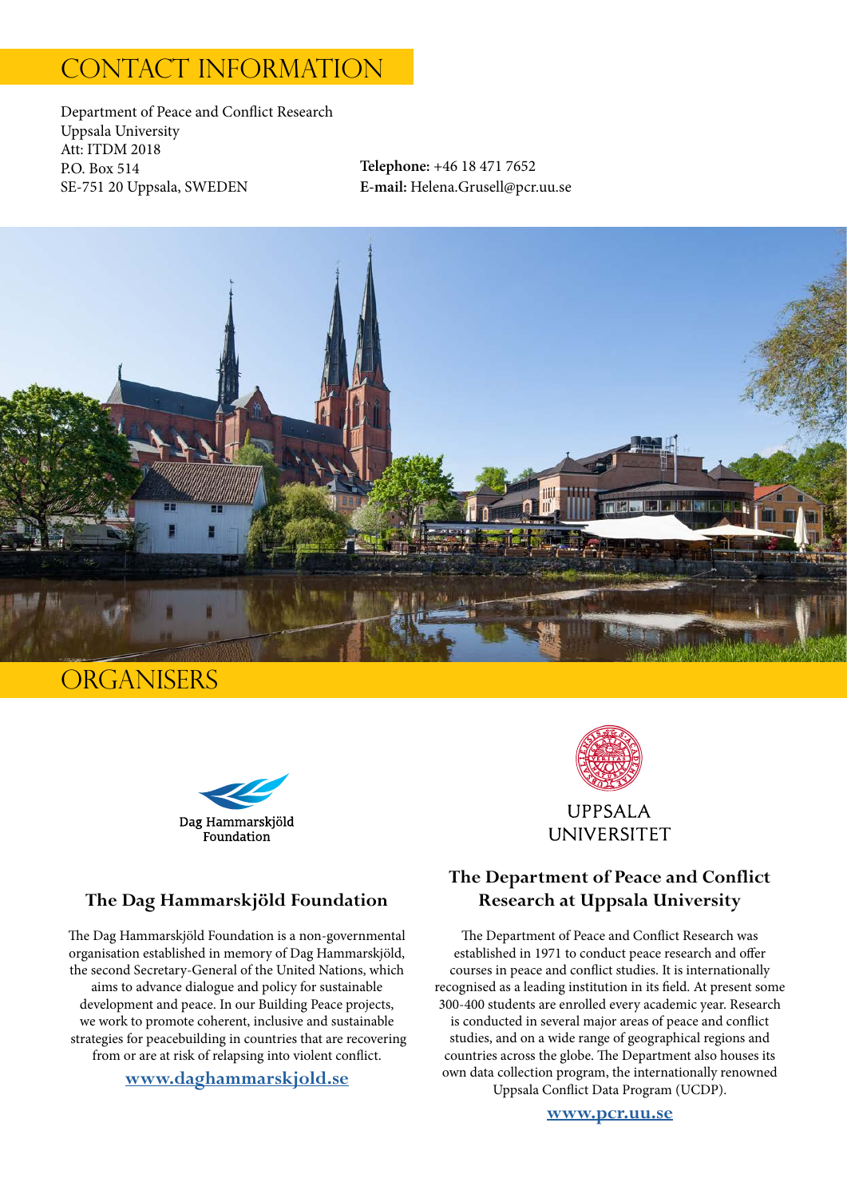# CONTACT INFORMATION

Department of Peace and Conflict Research
Uppsala University
Att: ITDM 2018
P.O. Box 514
SE-751 20 Uppsala, SWEDEN

**Telephone:** +46 18 471 7652
**E-mail:** Helena.Grusell@pcr.uu.se

# ORGANISERS

Dag Hammarskjöld Foundation

UPPSALA UNIVERSITET

### The Dag Hammarskjöld Foundation

The Dag Hammarskjöld Foundation is a non-governmental organisation established in memory of Dag Hammarskjöld, the second Secretary-General of the United Nations, which aims to advance dialogue and policy for sustainable development and peace. In our Building Peace projects, we work to promote coherent, inclusive and sustainable strategies for peacebuilding in countries that are recovering from or are at risk of relapsing into violent conflict.

**www.daghammarskjold.se**

### The Department of Peace and Conflict Research at Uppsala University

The Department of Peace and Conflict Research was established in 1971 to conduct peace research and offer courses in peace and conflict studies. It is internationally recognised as a leading institution in its field. At present some 300-400 students are enrolled every academic year. Research is conducted in several major areas of peace and conflict studies, and on a wide range of geographical regions and countries across the globe. The Department also houses its own data collection program, the internationally renowned Uppsala Conflict Data Program (UCDP).

**www.pcr.uu.se**